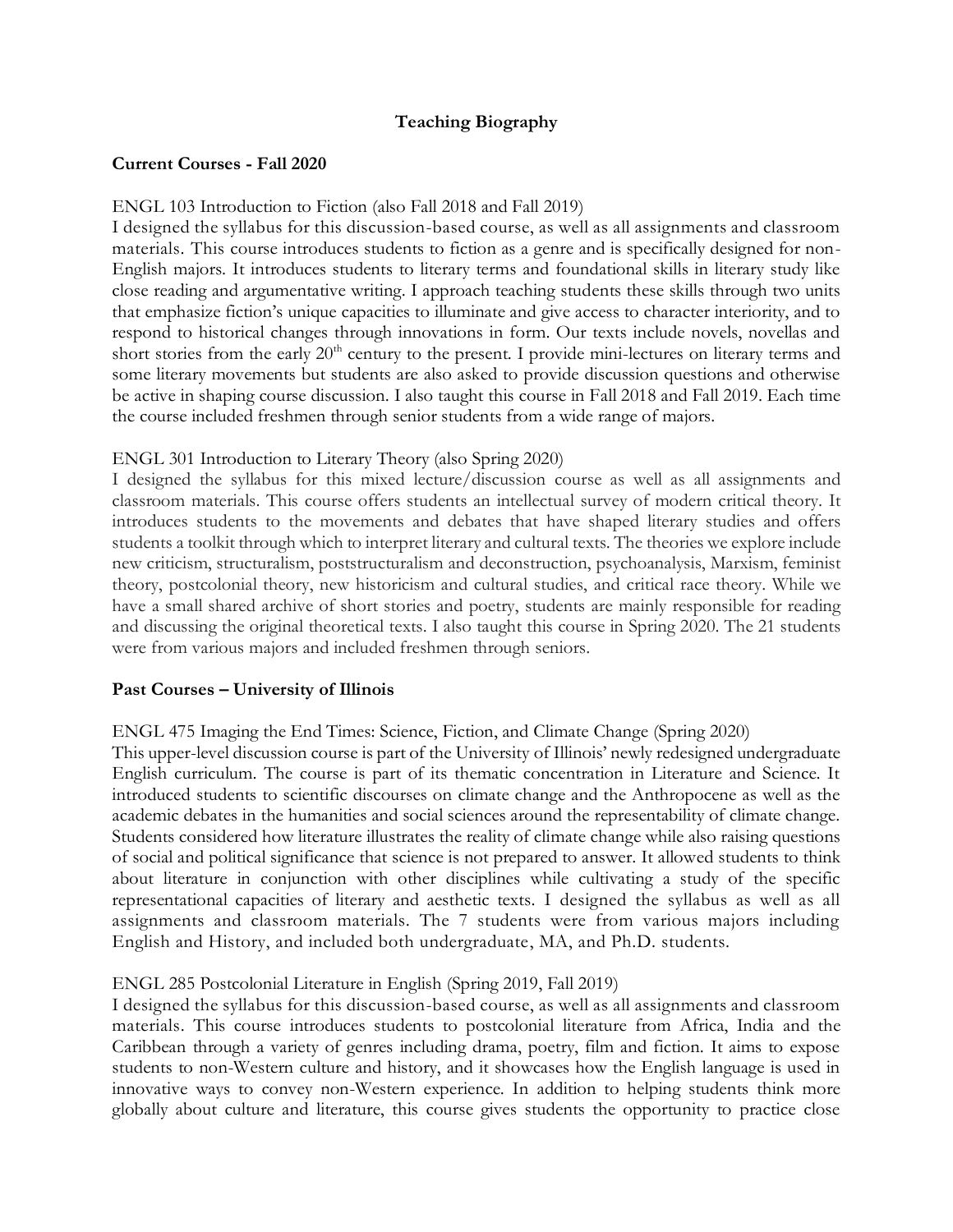# Teaching Biography

## Current Courses - Fall 2020

ENGL 103 Introduction to Fiction (also Fall 2018 and Fall 2019)
I designed the syllabus for this discussion-based course, as well as all assignments and classroom materials. This course introduces students to fiction as a genre and is specifically designed for non-English majors. It introduces students to literary terms and foundational skills in literary study like close reading and argumentative writing. I approach teaching students these skills through two units that emphasize fiction's unique capacities to illuminate and give access to character interiority, and to respond to historical changes through innovations in form. Our texts include novels, novellas and short stories from the early 20th century to the present. I provide mini-lectures on literary terms and some literary movements but students are also asked to provide discussion questions and otherwise be active in shaping course discussion. I also taught this course in Fall 2018 and Fall 2019. Each time the course included freshmen through senior students from a wide range of majors.

ENGL 301 Introduction to Literary Theory (also Spring 2020)
I designed the syllabus for this mixed lecture/discussion course as well as all assignments and classroom materials. This course offers students an intellectual survey of modern critical theory. It introduces students to the movements and debates that have shaped literary studies and offers students a toolkit through which to interpret literary and cultural texts. The theories we explore include new criticism, structuralism, poststructuralism and deconstruction, psychoanalysis, Marxism, feminist theory, postcolonial theory, new historicism and cultural studies, and critical race theory. While we have a small shared archive of short stories and poetry, students are mainly responsible for reading and discussing the original theoretical texts. I also taught this course in Spring 2020. The 21 students were from various majors and included freshmen through seniors.

## Past Courses – University of Illinois

ENGL 475 Imaging the End Times: Science, Fiction, and Climate Change (Spring 2020)
This upper-level discussion course is part of the University of Illinois' newly redesigned undergraduate English curriculum. The course is part of its thematic concentration in Literature and Science. It introduced students to scientific discourses on climate change and the Anthropocene as well as the academic debates in the humanities and social sciences around the representability of climate change. Students considered how literature illustrates the reality of climate change while also raising questions of social and political significance that science is not prepared to answer. It allowed students to think about literature in conjunction with other disciplines while cultivating a study of the specific representational capacities of literary and aesthetic texts. I designed the syllabus as well as all assignments and classroom materials. The 7 students were from various majors including English and History, and included both undergraduate, MA, and Ph.D. students.

ENGL 285 Postcolonial Literature in English (Spring 2019, Fall 2019)
I designed the syllabus for this discussion-based course, as well as all assignments and classroom materials. This course introduces students to postcolonial literature from Africa, India and the Caribbean through a variety of genres including drama, poetry, film and fiction. It aims to expose students to non-Western culture and history, and it showcases how the English language is used in innovative ways to convey non-Western experience. In addition to helping students think more globally about culture and literature, this course gives students the opportunity to practice close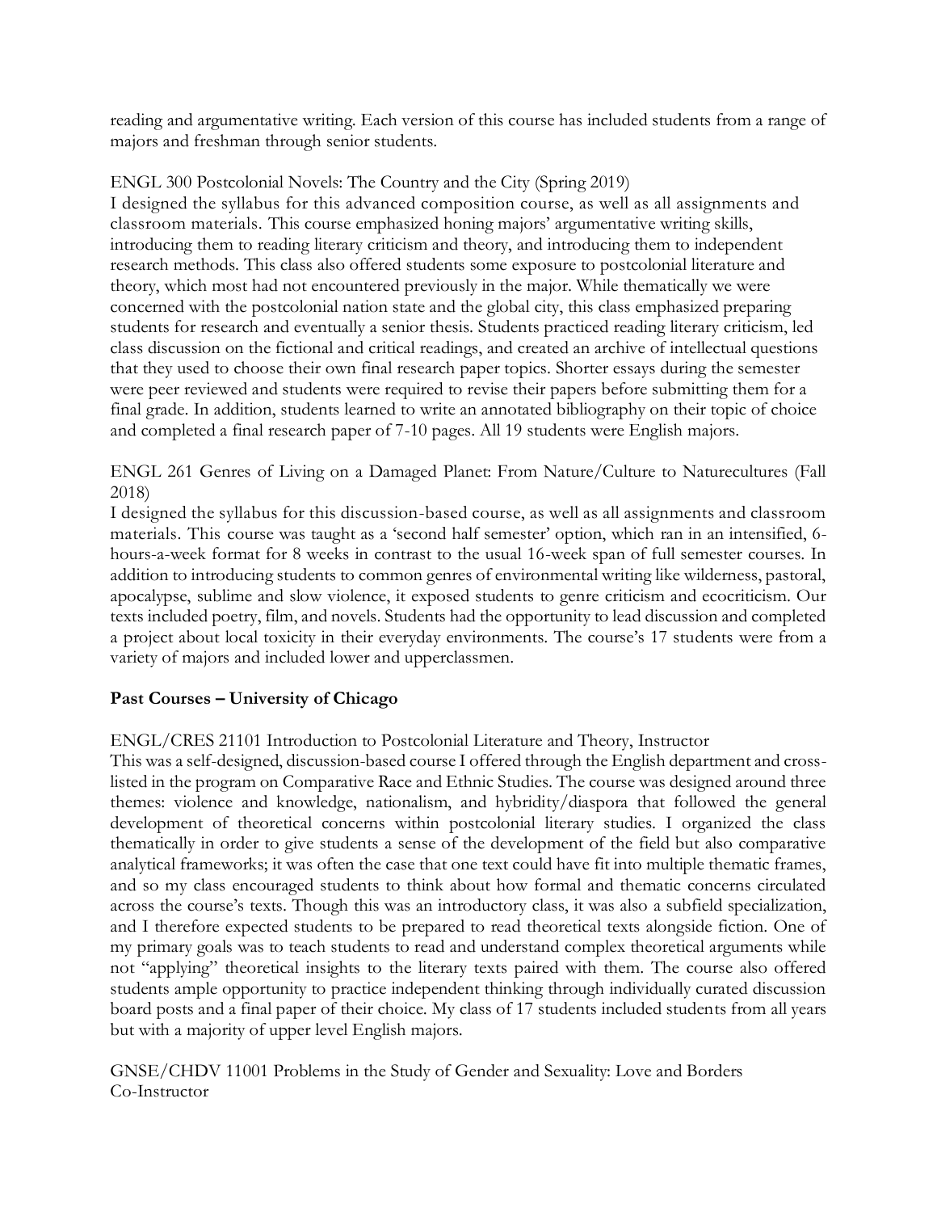reading and argumentative writing. Each version of this course has included students from a range of majors and freshman through senior students.

ENGL 300 Postcolonial Novels: The Country and the City (Spring 2019)
I designed the syllabus for this advanced composition course, as well as all assignments and classroom materials. This course emphasized honing majors' argumentative writing skills, introducing them to reading literary criticism and theory, and introducing them to independent research methods. This class also offered students some exposure to postcolonial literature and theory, which most had not encountered previously in the major. While thematically we were concerned with the postcolonial nation state and the global city, this class emphasized preparing students for research and eventually a senior thesis. Students practiced reading literary criticism, led class discussion on the fictional and critical readings, and created an archive of intellectual questions that they used to choose their own final research paper topics. Shorter essays during the semester were peer reviewed and students were required to revise their papers before submitting them for a final grade. In addition, students learned to write an annotated bibliography on their topic of choice and completed a final research paper of 7-10 pages. All 19 students were English majors.

ENGL 261 Genres of Living on a Damaged Planet: From Nature/Culture to Naturecultures (Fall 2018)
I designed the syllabus for this discussion-based course, as well as all assignments and classroom materials. This course was taught as a 'second half semester' option, which ran in an intensified, 6-hours-a-week format for 8 weeks in contrast to the usual 16-week span of full semester courses. In addition to introducing students to common genres of environmental writing like wilderness, pastoral, apocalypse, sublime and slow violence, it exposed students to genre criticism and ecocriticism. Our texts included poetry, film, and novels. Students had the opportunity to lead discussion and completed a project about local toxicity in their everyday environments. The course's 17 students were from a variety of majors and included lower and upperclassmen.

**Past Courses – University of Chicago**

ENGL/CRES 21101 Introduction to Postcolonial Literature and Theory, Instructor
This was a self-designed, discussion-based course I offered through the English department and cross-listed in the program on Comparative Race and Ethnic Studies. The course was designed around three themes: violence and knowledge, nationalism, and hybridity/diaspora that followed the general development of theoretical concerns within postcolonial literary studies. I organized the class thematically in order to give students a sense of the development of the field but also comparative analytical frameworks; it was often the case that one text could have fit into multiple thematic frames, and so my class encouraged students to think about how formal and thematic concerns circulated across the course's texts. Though this was an introductory class, it was also a subfield specialization, and I therefore expected students to be prepared to read theoretical texts alongside fiction. One of my primary goals was to teach students to read and understand complex theoretical arguments while not "applying" theoretical insights to the literary texts paired with them. The course also offered students ample opportunity to practice independent thinking through individually curated discussion board posts and a final paper of their choice. My class of 17 students included students from all years but with a majority of upper level English majors.

GNSE/CHDV 11001 Problems in the Study of Gender and Sexuality: Love and Borders
Co-Instructor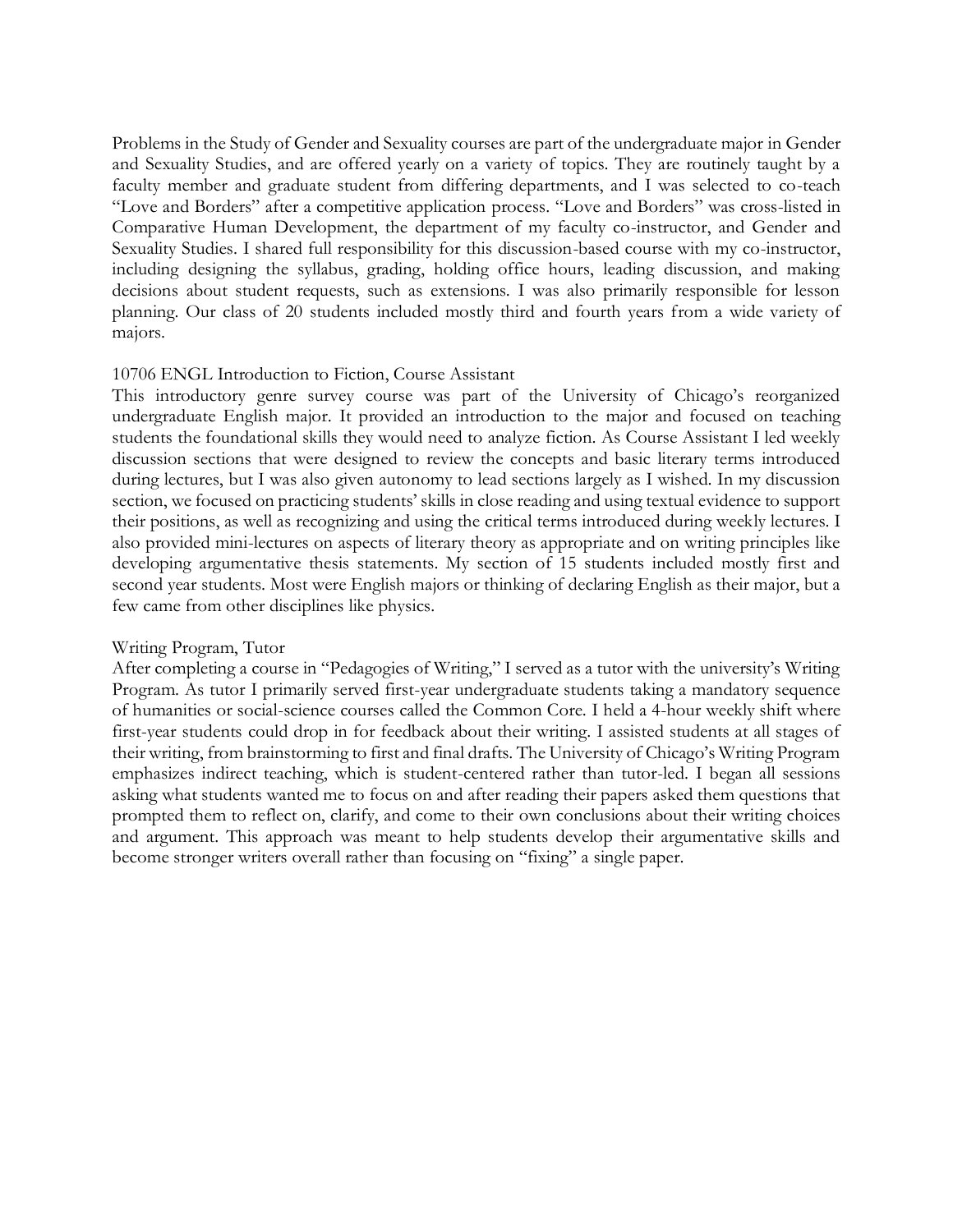Problems in the Study of Gender and Sexuality courses are part of the undergraduate major in Gender and Sexuality Studies, and are offered yearly on a variety of topics. They are routinely taught by a faculty member and graduate student from differing departments, and I was selected to co-teach "Love and Borders" after a competitive application process. "Love and Borders" was cross-listed in Comparative Human Development, the department of my faculty co-instructor, and Gender and Sexuality Studies. I shared full responsibility for this discussion-based course with my co-instructor, including designing the syllabus, grading, holding office hours, leading discussion, and making decisions about student requests, such as extensions. I was also primarily responsible for lesson planning. Our class of 20 students included mostly third and fourth years from a wide variety of majors.

10706 ENGL Introduction to Fiction, Course Assistant

This introductory genre survey course was part of the University of Chicago's reorganized undergraduate English major. It provided an introduction to the major and focused on teaching students the foundational skills they would need to analyze fiction. As Course Assistant I led weekly discussion sections that were designed to review the concepts and basic literary terms introduced during lectures, but I was also given autonomy to lead sections largely as I wished. In my discussion section, we focused on practicing students' skills in close reading and using textual evidence to support their positions, as well as recognizing and using the critical terms introduced during weekly lectures. I also provided mini-lectures on aspects of literary theory as appropriate and on writing principles like developing argumentative thesis statements. My section of 15 students included mostly first and second year students. Most were English majors or thinking of declaring English as their major, but a few came from other disciplines like physics.

Writing Program, Tutor

After completing a course in "Pedagogies of Writing," I served as a tutor with the university's Writing Program. As tutor I primarily served first-year undergraduate students taking a mandatory sequence of humanities or social-science courses called the Common Core. I held a 4-hour weekly shift where first-year students could drop in for feedback about their writing. I assisted students at all stages of their writing, from brainstorming to first and final drafts. The University of Chicago's Writing Program emphasizes indirect teaching, which is student-centered rather than tutor-led. I began all sessions asking what students wanted me to focus on and after reading their papers asked them questions that prompted them to reflect on, clarify, and come to their own conclusions about their writing choices and argument. This approach was meant to help students develop their argumentative skills and become stronger writers overall rather than focusing on "fixing" a single paper.